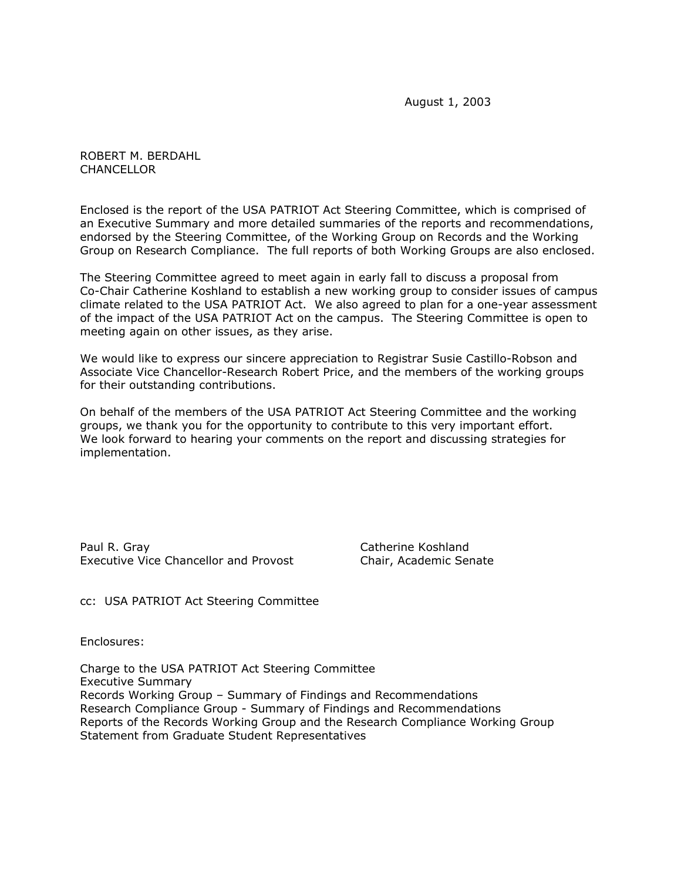August 1, 2003

ROBERT M. BERDAHL
CHANCELLOR

Enclosed is the report of the USA PATRIOT Act Steering Committee, which is comprised of an Executive Summary and more detailed summaries of the reports and recommendations, endorsed by the Steering Committee, of the Working Group on Records and the Working Group on Research Compliance. The full reports of both Working Groups are also enclosed.

The Steering Committee agreed to meet again in early fall to discuss a proposal from Co-Chair Catherine Koshland to establish a new working group to consider issues of campus climate related to the USA PATRIOT Act. We also agreed to plan for a one-year assessment of the impact of the USA PATRIOT Act on the campus. The Steering Committee is open to meeting again on other issues, as they arise.

We would like to express our sincere appreciation to Registrar Susie Castillo-Robson and Associate Vice Chancellor-Research Robert Price, and the members of the working groups for their outstanding contributions.

On behalf of the members of the USA PATRIOT Act Steering Committee and the working groups, we thank you for the opportunity to contribute to this very important effort. We look forward to hearing your comments on the report and discussing strategies for implementation.

Paul R. Gray
Executive Vice Chancellor and Provost

Catherine Koshland
Chair, Academic Senate

cc: USA PATRIOT Act Steering Committee

Enclosures:

Charge to the USA PATRIOT Act Steering Committee
Executive Summary
Records Working Group – Summary of Findings and Recommendations
Research Compliance Group - Summary of Findings and Recommendations
Reports of the Records Working Group and the Research Compliance Working Group
Statement from Graduate Student Representatives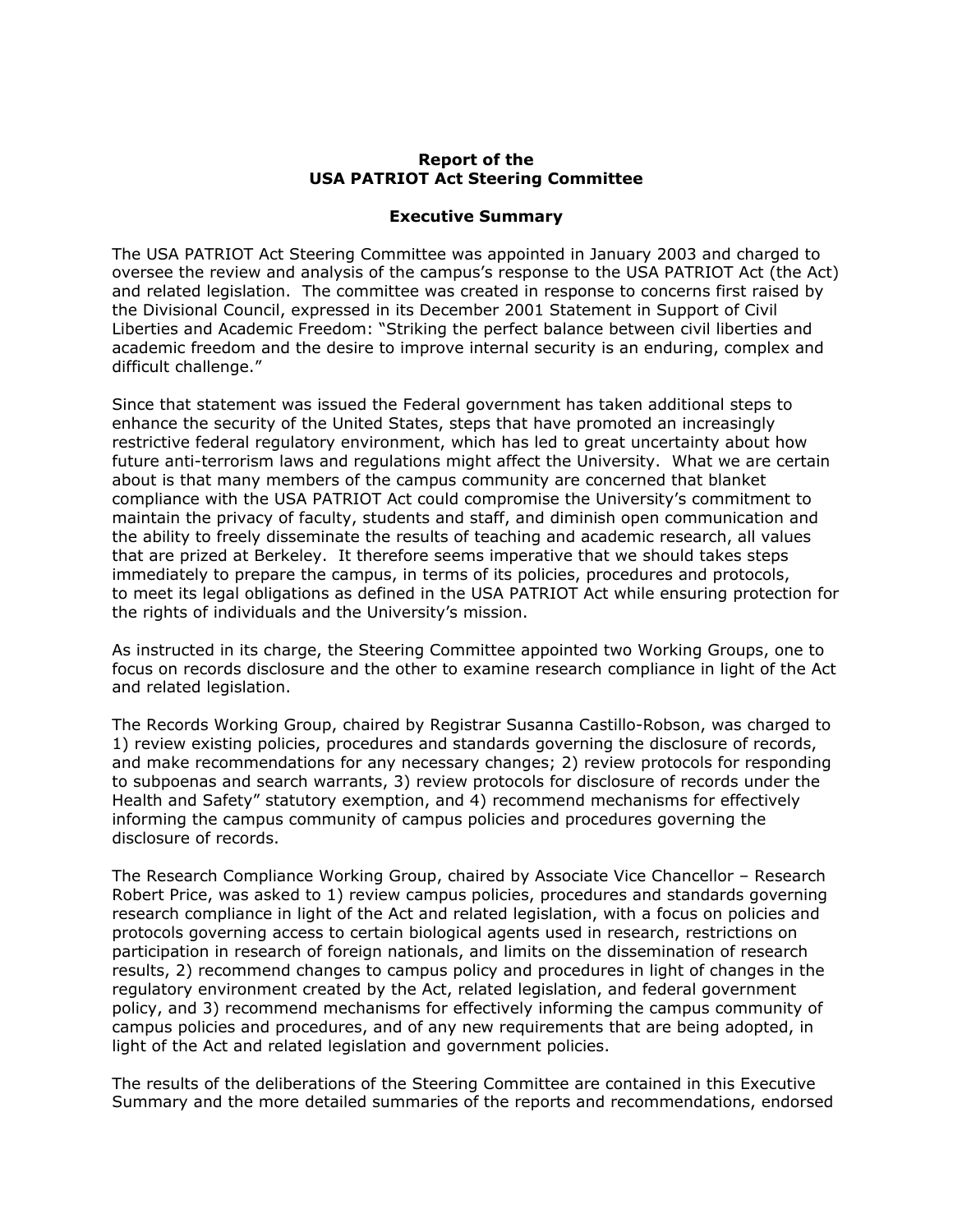**Report of the**
**USA PATRIOT Act Steering Committee**

**Executive Summary**

The USA PATRIOT Act Steering Committee was appointed in January 2003 and charged to oversee the review and analysis of the campus's response to the USA PATRIOT Act (the Act) and related legislation. The committee was created in response to concerns first raised by the Divisional Council, expressed in its December 2001 Statement in Support of Civil Liberties and Academic Freedom: "Striking the perfect balance between civil liberties and academic freedom and the desire to improve internal security is an enduring, complex and difficult challenge."

Since that statement was issued the Federal government has taken additional steps to enhance the security of the United States, steps that have promoted an increasingly restrictive federal regulatory environment, which has led to great uncertainty about how future anti-terrorism laws and regulations might affect the University. What we are certain about is that many members of the campus community are concerned that blanket compliance with the USA PATRIOT Act could compromise the University's commitment to maintain the privacy of faculty, students and staff, and diminish open communication and the ability to freely disseminate the results of teaching and academic research, all values that are prized at Berkeley. It therefore seems imperative that we should takes steps immediately to prepare the campus, in terms of its policies, procedures and protocols, to meet its legal obligations as defined in the USA PATRIOT Act while ensuring protection for the rights of individuals and the University's mission.

As instructed in its charge, the Steering Committee appointed two Working Groups, one to focus on records disclosure and the other to examine research compliance in light of the Act and related legislation.

The Records Working Group, chaired by Registrar Susanna Castillo-Robson, was charged to 1) review existing policies, procedures and standards governing the disclosure of records, and make recommendations for any necessary changes; 2) review protocols for responding to subpoenas and search warrants, 3) review protocols for disclosure of records under the Health and Safety" statutory exemption, and 4) recommend mechanisms for effectively informing the campus community of campus policies and procedures governing the disclosure of records.

The Research Compliance Working Group, chaired by Associate Vice Chancellor – Research Robert Price, was asked to 1) review campus policies, procedures and standards governing research compliance in light of the Act and related legislation, with a focus on policies and protocols governing access to certain biological agents used in research, restrictions on participation in research of foreign nationals, and limits on the dissemination of research results, 2) recommend changes to campus policy and procedures in light of changes in the regulatory environment created by the Act, related legislation, and federal government policy, and 3) recommend mechanisms for effectively informing the campus community of campus policies and procedures, and of any new requirements that are being adopted, in light of the Act and related legislation and government policies.

The results of the deliberations of the Steering Committee are contained in this Executive Summary and the more detailed summaries of the reports and recommendations, endorsed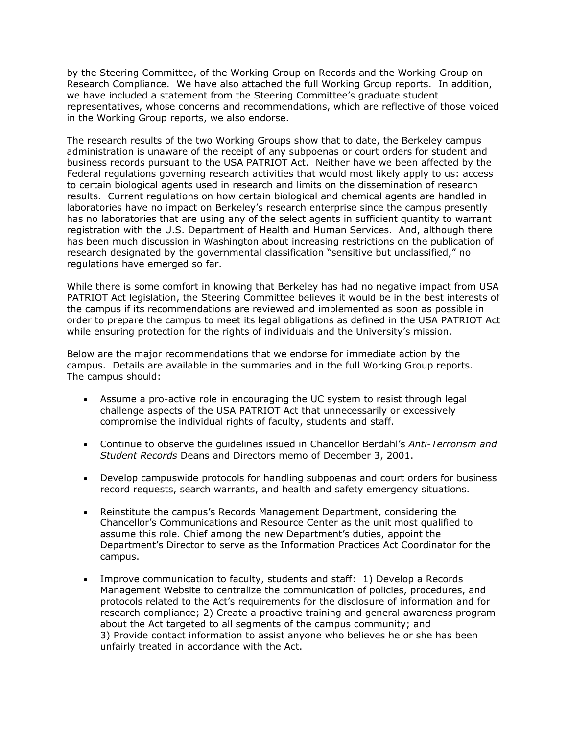by the Steering Committee, of the Working Group on Records and the Working Group on Research Compliance. We have also attached the full Working Group reports. In addition, we have included a statement from the Steering Committee's graduate student representatives, whose concerns and recommendations, which are reflective of those voiced in the Working Group reports, we also endorse.

The research results of the two Working Groups show that to date, the Berkeley campus administration is unaware of the receipt of any subpoenas or court orders for student and business records pursuant to the USA PATRIOT Act. Neither have we been affected by the Federal regulations governing research activities that would most likely apply to us: access to certain biological agents used in research and limits on the dissemination of research results. Current regulations on how certain biological and chemical agents are handled in laboratories have no impact on Berkeley's research enterprise since the campus presently has no laboratories that are using any of the select agents in sufficient quantity to warrant registration with the U.S. Department of Health and Human Services. And, although there has been much discussion in Washington about increasing restrictions on the publication of research designated by the governmental classification "sensitive but unclassified," no regulations have emerged so far.

While there is some comfort in knowing that Berkeley has had no negative impact from USA PATRIOT Act legislation, the Steering Committee believes it would be in the best interests of the campus if its recommendations are reviewed and implemented as soon as possible in order to prepare the campus to meet its legal obligations as defined in the USA PATRIOT Act while ensuring protection for the rights of individuals and the University's mission.

Below are the major recommendations that we endorse for immediate action by the campus. Details are available in the summaries and in the full Working Group reports. The campus should:

- Assume a pro-active role in encouraging the UC system to resist through legal challenge aspects of the USA PATRIOT Act that unnecessarily or excessively compromise the individual rights of faculty, students and staff.
- Continue to observe the guidelines issued in Chancellor Berdahl's *Anti-Terrorism and Student Records* Deans and Directors memo of December 3, 2001.
- Develop campuswide protocols for handling subpoenas and court orders for business record requests, search warrants, and health and safety emergency situations.
- Reinstitute the campus's Records Management Department, considering the Chancellor's Communications and Resource Center as the unit most qualified to assume this role. Chief among the new Department's duties, appoint the Department's Director to serve as the Information Practices Act Coordinator for the campus.
- Improve communication to faculty, students and staff: 1) Develop a Records Management Website to centralize the communication of policies, procedures, and protocols related to the Act's requirements for the disclosure of information and for research compliance; 2) Create a proactive training and general awareness program about the Act targeted to all segments of the campus community; and 3) Provide contact information to assist anyone who believes he or she has been unfairly treated in accordance with the Act.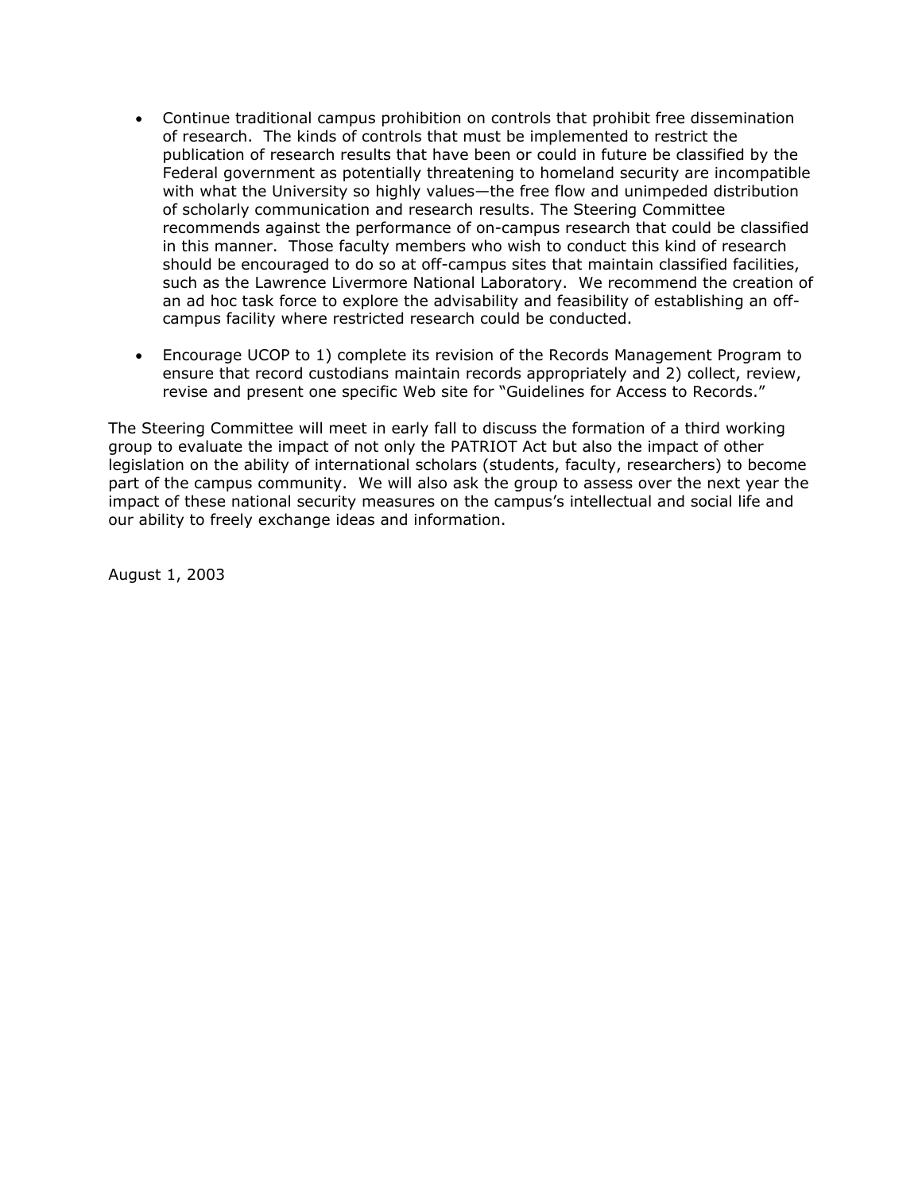- Continue traditional campus prohibition on controls that prohibit free dissemination of research. The kinds of controls that must be implemented to restrict the publication of research results that have been or could in future be classified by the Federal government as potentially threatening to homeland security are incompatible with what the University so highly values—the free flow and unimpeded distribution of scholarly communication and research results. The Steering Committee recommends against the performance of on-campus research that could be classified in this manner. Those faculty members who wish to conduct this kind of research should be encouraged to do so at off-campus sites that maintain classified facilities, such as the Lawrence Livermore National Laboratory. We recommend the creation of an ad hoc task force to explore the advisability and feasibility of establishing an off-campus facility where restricted research could be conducted.

- Encourage UCOP to 1) complete its revision of the Records Management Program to ensure that record custodians maintain records appropriately and 2) collect, review, revise and present one specific Web site for "Guidelines for Access to Records."

The Steering Committee will meet in early fall to discuss the formation of a third working group to evaluate the impact of not only the PATRIOT Act but also the impact of other legislation on the ability of international scholars (students, faculty, researchers) to become part of the campus community. We will also ask the group to assess over the next year the impact of these national security measures on the campus's intellectual and social life and our ability to freely exchange ideas and information.

August 1, 2003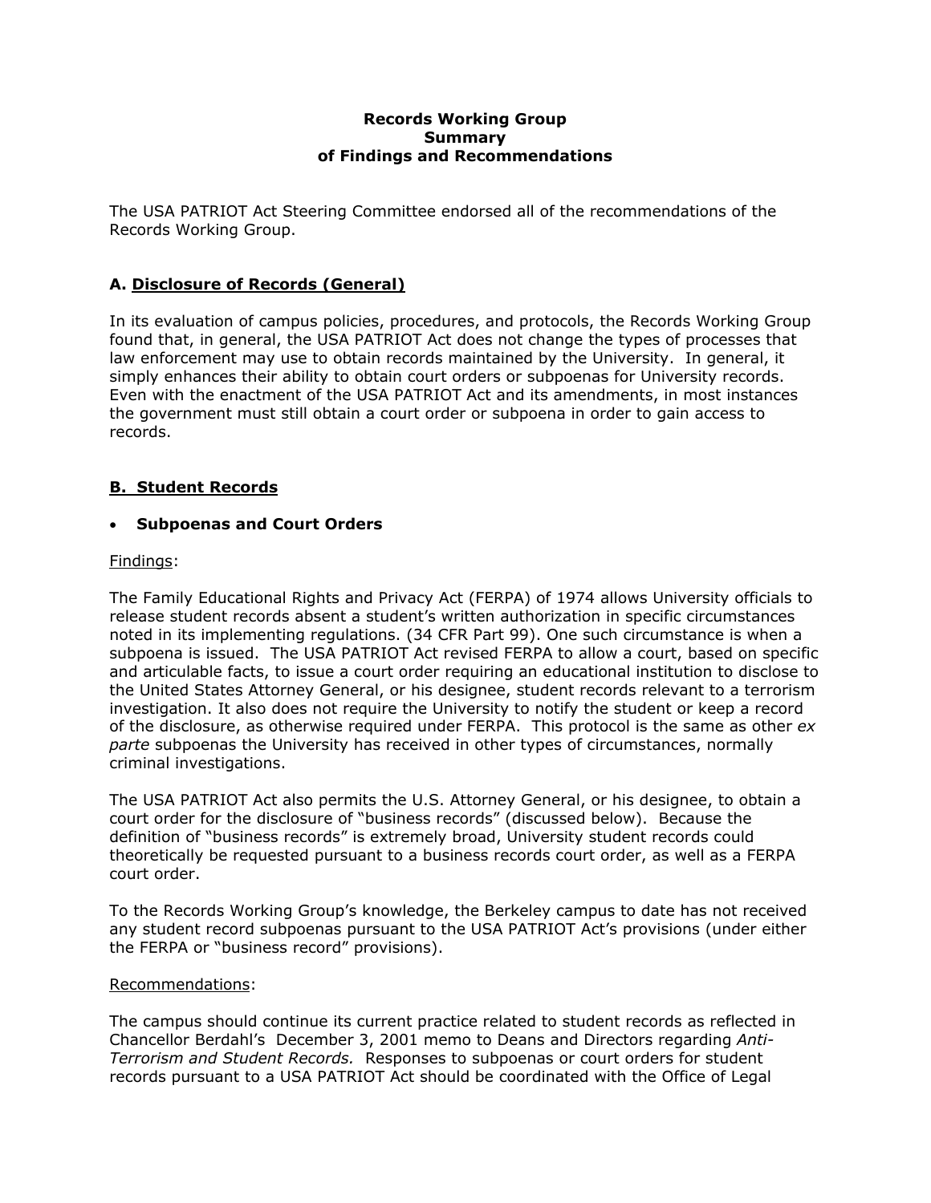**Records Working Group**
**Summary**
**of Findings and Recommendations**

The USA PATRIOT Act Steering Committee endorsed all of the recommendations of the Records Working Group.

### A. <u>Disclosure of Records (General)</u>

In its evaluation of campus policies, procedures, and protocols, the Records Working Group found that, in general, the USA PATRIOT Act does not change the types of processes that law enforcement may use to obtain records maintained by the University. In general, it simply enhances their ability to obtain court orders or subpoenas for University records. Even with the enactment of the USA PATRIOT Act and its amendments, in most instances the government must still obtain a court order or subpoena in order to gain access to records.

### <u>B. Student Records</u>

- **Subpoenas and Court Orders**

<u>Findings</u>:

The Family Educational Rights and Privacy Act (FERPA) of 1974 allows University officials to release student records absent a student's written authorization in specific circumstances noted in its implementing regulations. (34 CFR Part 99). One such circumstance is when a subpoena is issued. The USA PATRIOT Act revised FERPA to allow a court, based on specific and articulable facts, to issue a court order requiring an educational institution to disclose to the United States Attorney General, or his designee, student records relevant to a terrorism investigation. It also does not require the University to notify the student or keep a record of the disclosure, as otherwise required under FERPA. This protocol is the same as other *ex parte* subpoenas the University has received in other types of circumstances, normally criminal investigations.

The USA PATRIOT Act also permits the U.S. Attorney General, or his designee, to obtain a court order for the disclosure of "business records" (discussed below). Because the definition of "business records" is extremely broad, University student records could theoretically be requested pursuant to a business records court order, as well as a FERPA court order.

To the Records Working Group's knowledge, the Berkeley campus to date has not received any student record subpoenas pursuant to the USA PATRIOT Act's provisions (under either the FERPA or "business record" provisions).

<u>Recommendations</u>:

The campus should continue its current practice related to student records as reflected in Chancellor Berdahl's December 3, 2001 memo to Deans and Directors regarding *Anti-Terrorism and Student Records.* Responses to subpoenas or court orders for student records pursuant to a USA PATRIOT Act should be coordinated with the Office of Legal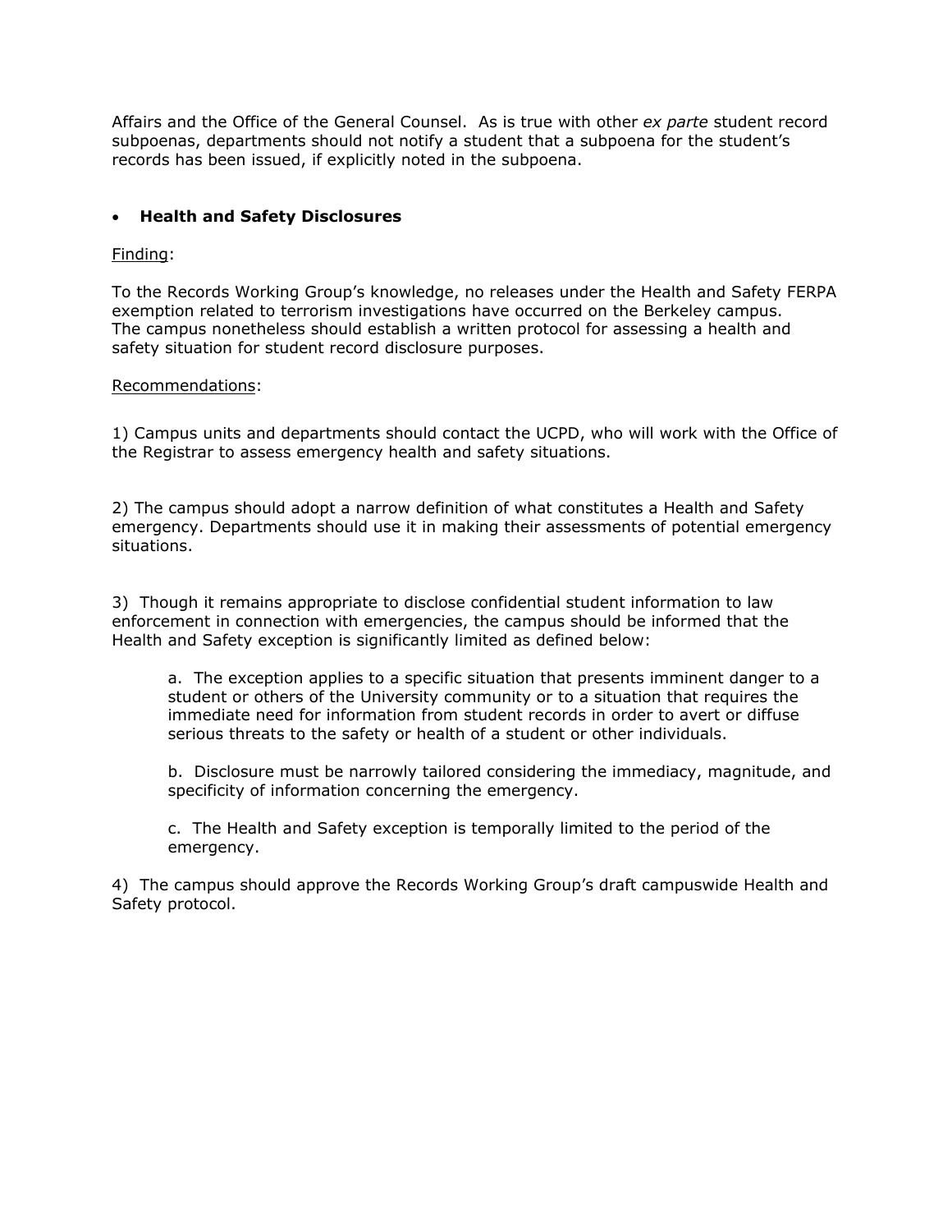Affairs and the Office of the General Counsel. As is true with other *ex parte* student record subpoenas, departments should not notify a student that a subpoena for the student's records has been issued, if explicitly noted in the subpoena.

- **Health and Safety Disclosures**

Finding:

To the Records Working Group's knowledge, no releases under the Health and Safety FERPA exemption related to terrorism investigations have occurred on the Berkeley campus. The campus nonetheless should establish a written protocol for assessing a health and safety situation for student record disclosure purposes.

Recommendations:

1) Campus units and departments should contact the UCPD, who will work with the Office of the Registrar to assess emergency health and safety situations.

2) The campus should adopt a narrow definition of what constitutes a Health and Safety emergency. Departments should use it in making their assessments of potential emergency situations.

3) Though it remains appropriate to disclose confidential student information to law enforcement in connection with emergencies, the campus should be informed that the Health and Safety exception is significantly limited as defined below:

> a. The exception applies to a specific situation that presents imminent danger to a student or others of the University community or to a situation that requires the immediate need for information from student records in order to avert or diffuse serious threats to the safety or health of a student or other individuals.
>
> b. Disclosure must be narrowly tailored considering the immediacy, magnitude, and specificity of information concerning the emergency.
>
> c. The Health and Safety exception is temporally limited to the period of the emergency.

4) The campus should approve the Records Working Group's draft campuswide Health and Safety protocol.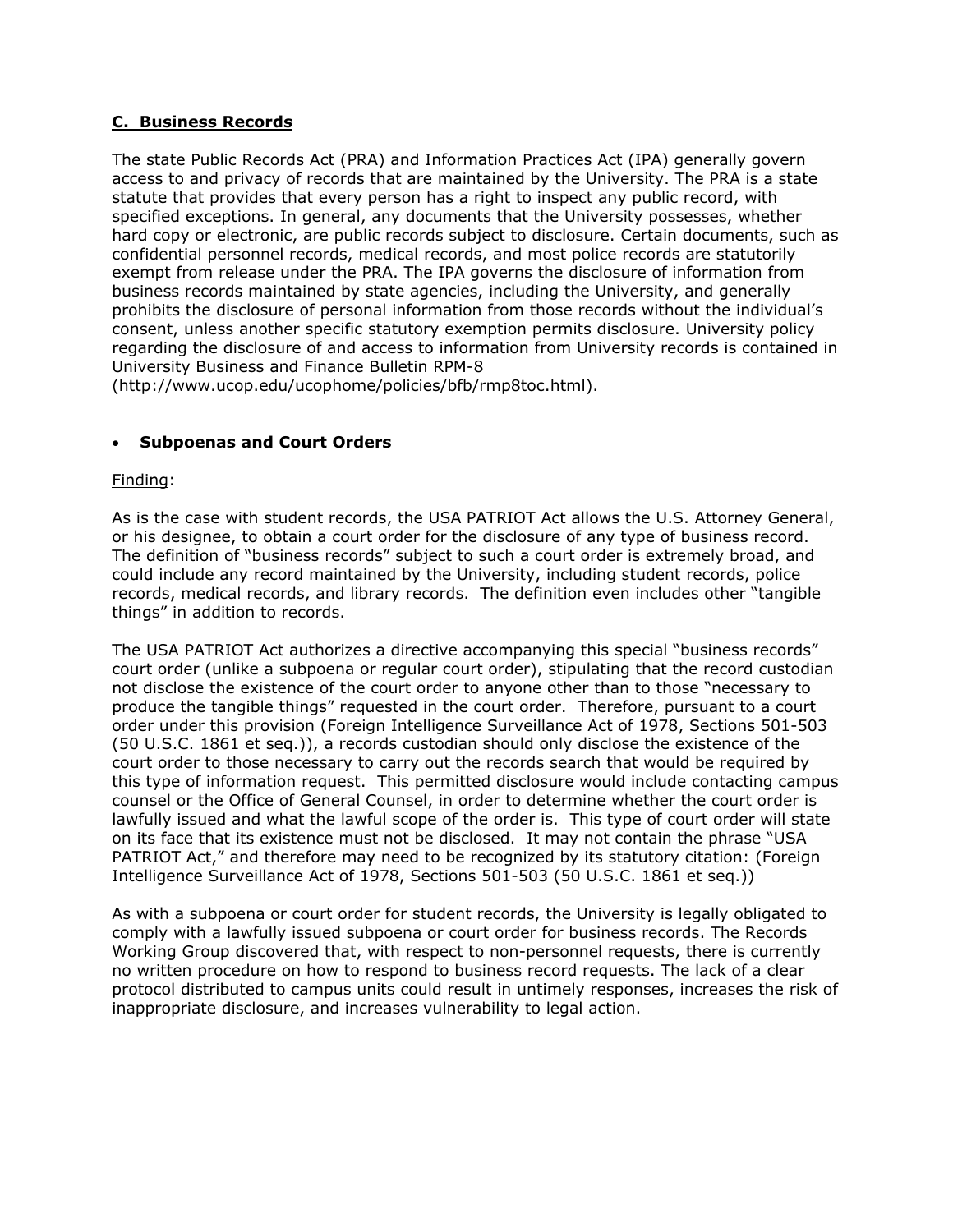## <u>C. Business Records</u>

The state Public Records Act (PRA) and Information Practices Act (IPA) generally govern access to and privacy of records that are maintained by the University. The PRA is a state statute that provides that every person has a right to inspect any public record, with specified exceptions. In general, any documents that the University possesses, whether hard copy or electronic, are public records subject to disclosure. Certain documents, such as confidential personnel records, medical records, and most police records are statutorily exempt from release under the PRA. The IPA governs the disclosure of information from business records maintained by state agencies, including the University, and generally prohibits the disclosure of personal information from those records without the individual's consent, unless another specific statutory exemption permits disclosure. University policy regarding the disclosure of and access to information from University records is contained in University Business and Finance Bulletin RPM-8 (http://www.ucop.edu/ucophome/policies/bfb/rmp8toc.html).

- **Subpoenas and Court Orders**

<u>Finding</u>:

As is the case with student records, the USA PATRIOT Act allows the U.S. Attorney General, or his designee, to obtain a court order for the disclosure of any type of business record. The definition of "business records" subject to such a court order is extremely broad, and could include any record maintained by the University, including student records, police records, medical records, and library records. The definition even includes other "tangible things" in addition to records.

The USA PATRIOT Act authorizes a directive accompanying this special "business records" court order (unlike a subpoena or regular court order), stipulating that the record custodian not disclose the existence of the court order to anyone other than to those "necessary to produce the tangible things" requested in the court order. Therefore, pursuant to a court order under this provision (Foreign Intelligence Surveillance Act of 1978, Sections 501-503 (50 U.S.C. 1861 et seq.)), a records custodian should only disclose the existence of the court order to those necessary to carry out the records search that would be required by this type of information request. This permitted disclosure would include contacting campus counsel or the Office of General Counsel, in order to determine whether the court order is lawfully issued and what the lawful scope of the order is. This type of court order will state on its face that its existence must not be disclosed. It may not contain the phrase "USA PATRIOT Act," and therefore may need to be recognized by its statutory citation: (Foreign Intelligence Surveillance Act of 1978, Sections 501-503 (50 U.S.C. 1861 et seq.))

As with a subpoena or court order for student records, the University is legally obligated to comply with a lawfully issued subpoena or court order for business records. The Records Working Group discovered that, with respect to non-personnel requests, there is currently no written procedure on how to respond to business record requests. The lack of a clear protocol distributed to campus units could result in untimely responses, increases the risk of inappropriate disclosure, and increases vulnerability to legal action.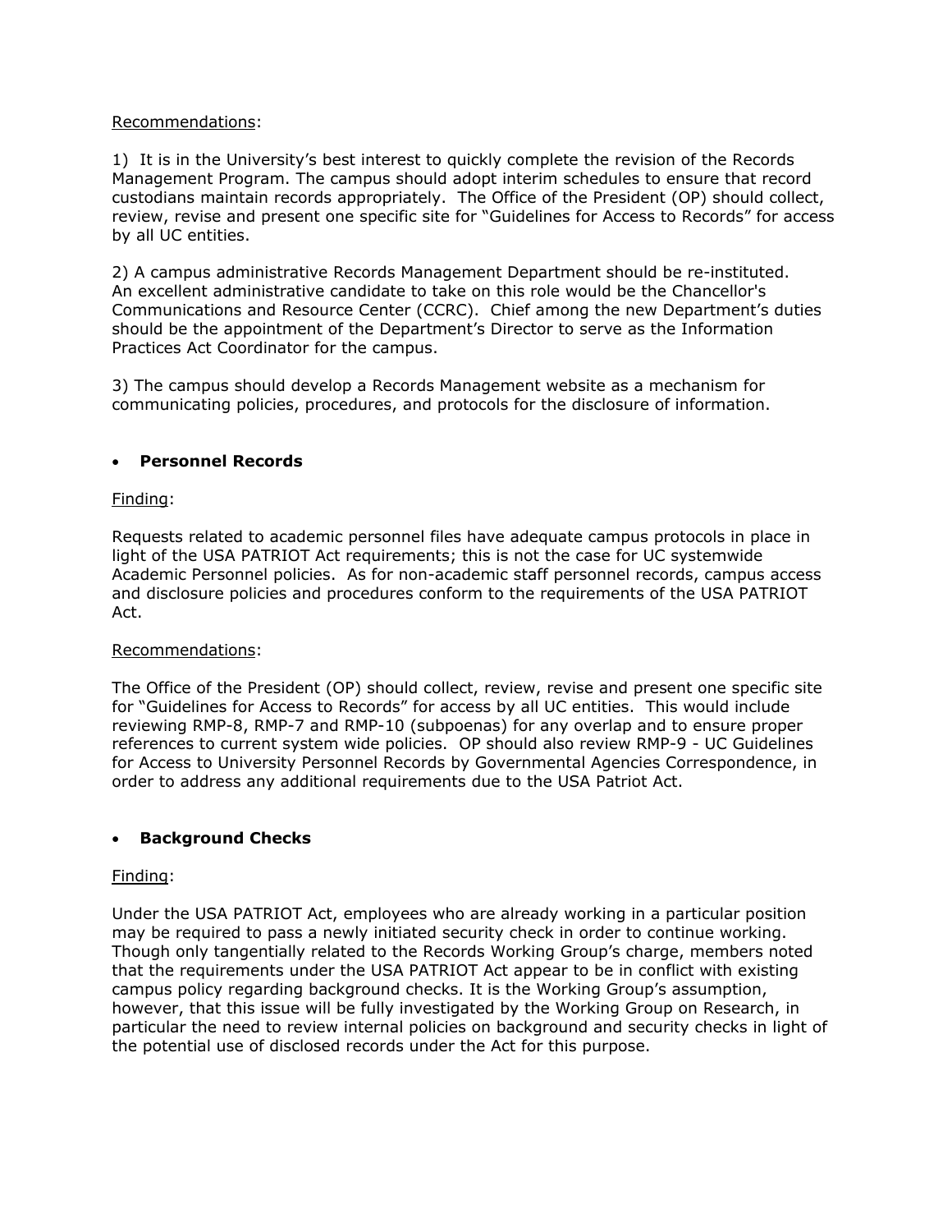Recommendations:

1) It is in the University's best interest to quickly complete the revision of the Records Management Program. The campus should adopt interim schedules to ensure that record custodians maintain records appropriately. The Office of the President (OP) should collect, review, revise and present one specific site for "Guidelines for Access to Records" for access by all UC entities.

2) A campus administrative Records Management Department should be re-instituted. An excellent administrative candidate to take on this role would be the Chancellor's Communications and Resource Center (CCRC). Chief among the new Department's duties should be the appointment of the Department's Director to serve as the Information Practices Act Coordinator for the campus.

3) The campus should develop a Records Management website as a mechanism for communicating policies, procedures, and protocols for the disclosure of information.

- **Personnel Records**

Finding:

Requests related to academic personnel files have adequate campus protocols in place in light of the USA PATRIOT Act requirements; this is not the case for UC systemwide Academic Personnel policies. As for non-academic staff personnel records, campus access and disclosure policies and procedures conform to the requirements of the USA PATRIOT Act.

Recommendations:

The Office of the President (OP) should collect, review, revise and present one specific site for "Guidelines for Access to Records" for access by all UC entities. This would include reviewing RMP-8, RMP-7 and RMP-10 (subpoenas) for any overlap and to ensure proper references to current system wide policies. OP should also review RMP-9 - UC Guidelines for Access to University Personnel Records by Governmental Agencies Correspondence, in order to address any additional requirements due to the USA Patriot Act.

- **Background Checks**

Finding:

Under the USA PATRIOT Act, employees who are already working in a particular position may be required to pass a newly initiated security check in order to continue working. Though only tangentially related to the Records Working Group's charge, members noted that the requirements under the USA PATRIOT Act appear to be in conflict with existing campus policy regarding background checks. It is the Working Group's assumption, however, that this issue will be fully investigated by the Working Group on Research, in particular the need to review internal policies on background and security checks in light of the potential use of disclosed records under the Act for this purpose.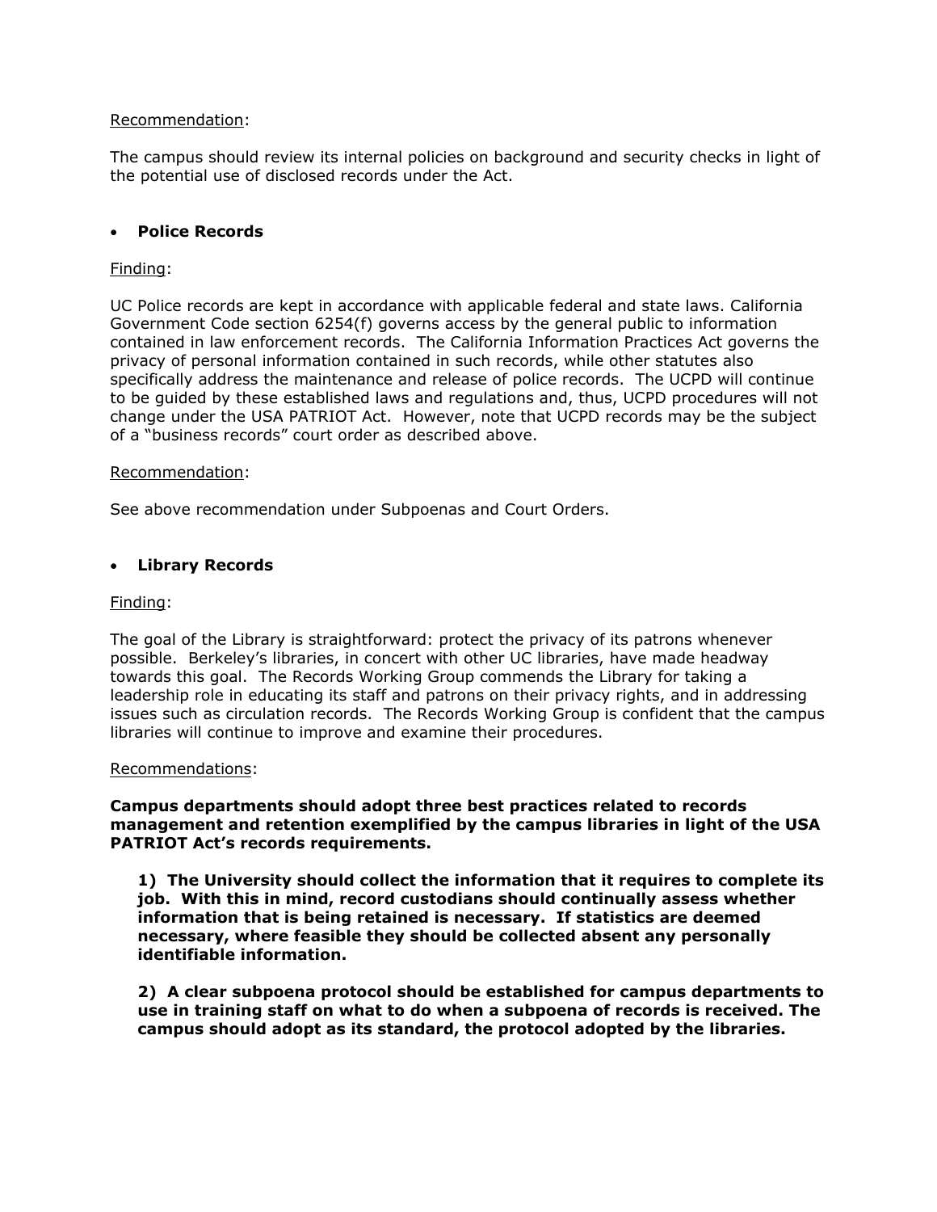Recommendation:

The campus should review its internal policies on background and security checks in light of the potential use of disclosed records under the Act.

- **Police Records**

Finding:

UC Police records are kept in accordance with applicable federal and state laws. California Government Code section 6254(f) governs access by the general public to information contained in law enforcement records. The California Information Practices Act governs the privacy of personal information contained in such records, while other statutes also specifically address the maintenance and release of police records. The UCPD will continue to be guided by these established laws and regulations and, thus, UCPD procedures will not change under the USA PATRIOT Act. However, note that UCPD records may be the subject of a "business records" court order as described above.

Recommendation:

See above recommendation under Subpoenas and Court Orders.

- **Library Records**

Finding:

The goal of the Library is straightforward: protect the privacy of its patrons whenever possible. Berkeley's libraries, in concert with other UC libraries, have made headway towards this goal. The Records Working Group commends the Library for taking a leadership role in educating its staff and patrons on their privacy rights, and in addressing issues such as circulation records. The Records Working Group is confident that the campus libraries will continue to improve and examine their procedures.

Recommendations:

**Campus departments should adopt three best practices related to records management and retention exemplified by the campus libraries in light of the USA PATRIOT Act's records requirements.**

> **1) The University should collect the information that it requires to complete its job. With this in mind, record custodians should continually assess whether information that is being retained is necessary. If statistics are deemed necessary, where feasible they should be collected absent any personally identifiable information.**
>
> **2) A clear subpoena protocol should be established for campus departments to use in training staff on what to do when a subpoena of records is received. The campus should adopt as its standard, the protocol adopted by the libraries.**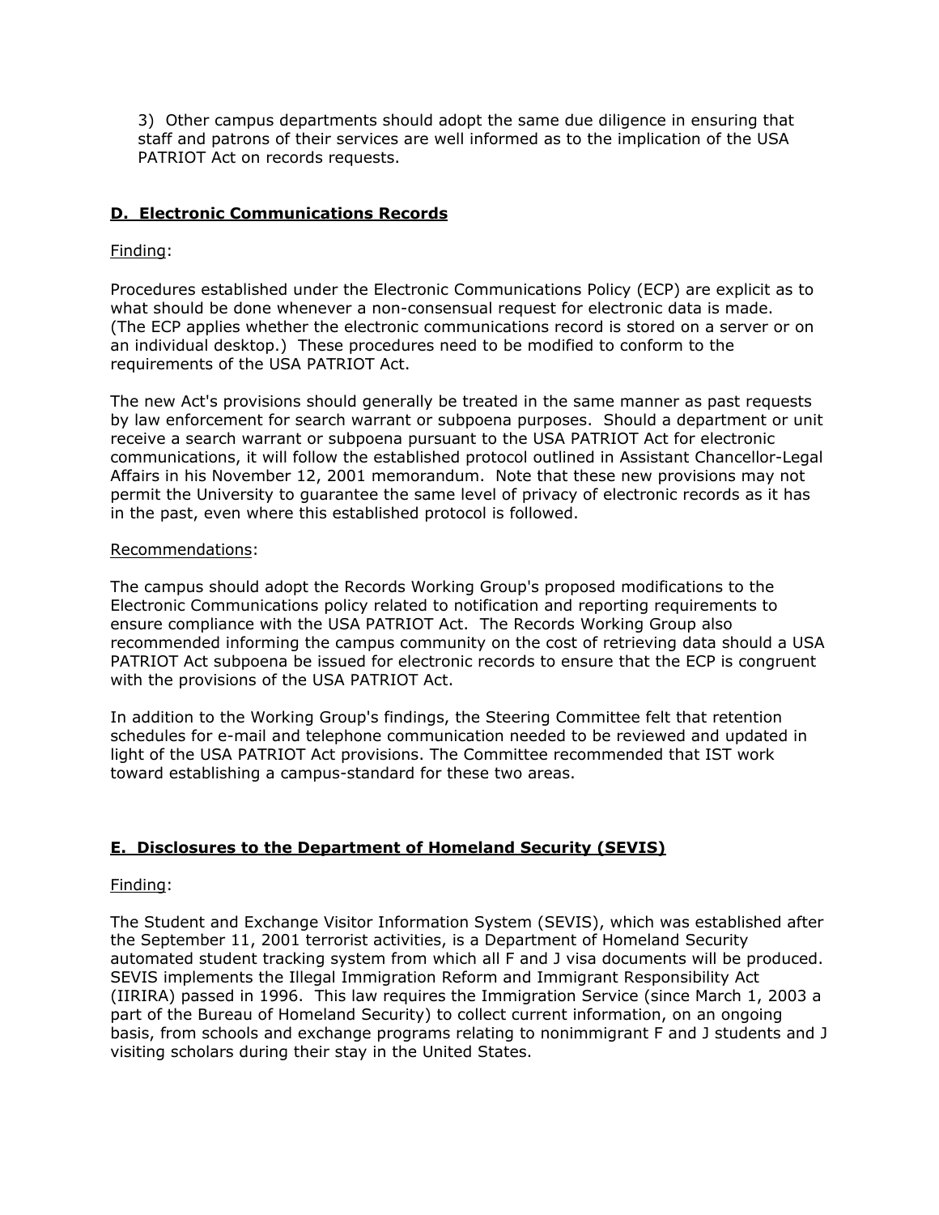3) Other campus departments should adopt the same due diligence in ensuring that staff and patrons of their services are well informed as to the implication of the USA PATRIOT Act on records requests.

## D. Electronic Communications Records

Finding:

Procedures established under the Electronic Communications Policy (ECP) are explicit as to what should be done whenever a non-consensual request for electronic data is made. (The ECP applies whether the electronic communications record is stored on a server or on an individual desktop.) These procedures need to be modified to conform to the requirements of the USA PATRIOT Act.

The new Act's provisions should generally be treated in the same manner as past requests by law enforcement for search warrant or subpoena purposes. Should a department or unit receive a search warrant or subpoena pursuant to the USA PATRIOT Act for electronic communications, it will follow the established protocol outlined in Assistant Chancellor-Legal Affairs in his November 12, 2001 memorandum. Note that these new provisions may not permit the University to guarantee the same level of privacy of electronic records as it has in the past, even where this established protocol is followed.

Recommendations:

The campus should adopt the Records Working Group's proposed modifications to the Electronic Communications policy related to notification and reporting requirements to ensure compliance with the USA PATRIOT Act. The Records Working Group also recommended informing the campus community on the cost of retrieving data should a USA PATRIOT Act subpoena be issued for electronic records to ensure that the ECP is congruent with the provisions of the USA PATRIOT Act.

In addition to the Working Group's findings, the Steering Committee felt that retention schedules for e-mail and telephone communication needed to be reviewed and updated in light of the USA PATRIOT Act provisions. The Committee recommended that IST work toward establishing a campus-standard for these two areas.

## E. Disclosures to the Department of Homeland Security (SEVIS)

Finding:

The Student and Exchange Visitor Information System (SEVIS), which was established after the September 11, 2001 terrorist activities, is a Department of Homeland Security automated student tracking system from which all F and J visa documents will be produced. SEVIS implements the Illegal Immigration Reform and Immigrant Responsibility Act (IIRIRA) passed in 1996. This law requires the Immigration Service (since March 1, 2003 a part of the Bureau of Homeland Security) to collect current information, on an ongoing basis, from schools and exchange programs relating to nonimmigrant F and J students and J visiting scholars during their stay in the United States.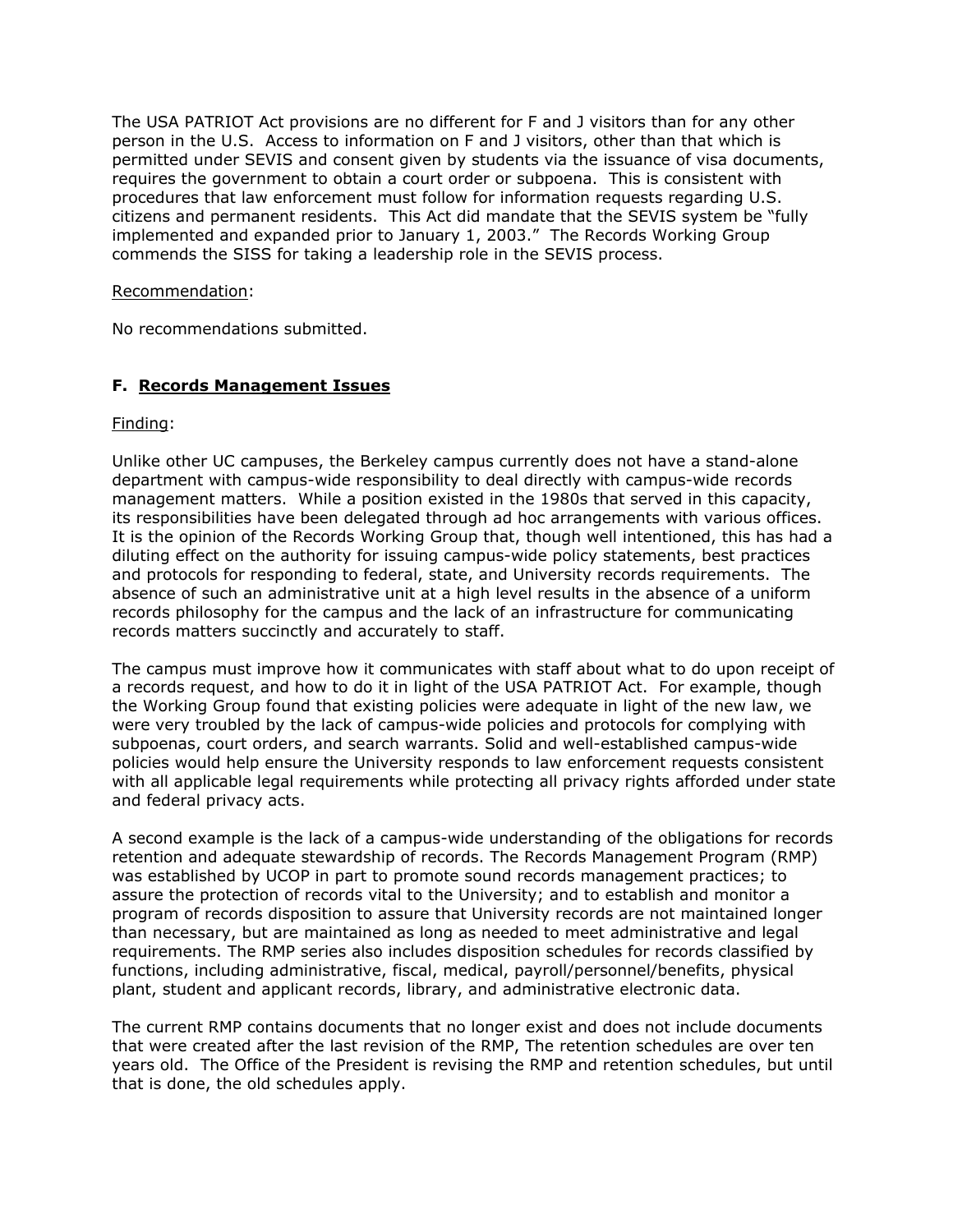The USA PATRIOT Act provisions are no different for F and J visitors than for any other person in the U.S. Access to information on F and J visitors, other than that which is permitted under SEVIS and consent given by students via the issuance of visa documents, requires the government to obtain a court order or subpoena. This is consistent with procedures that law enforcement must follow for information requests regarding U.S. citizens and permanent residents. This Act did mandate that the SEVIS system be "fully implemented and expanded prior to January 1, 2003." The Records Working Group commends the SISS for taking a leadership role in the SEVIS process.

Recommendation:

No recommendations submitted.

### F. Records Management Issues

Finding:

Unlike other UC campuses, the Berkeley campus currently does not have a stand-alone department with campus-wide responsibility to deal directly with campus-wide records management matters. While a position existed in the 1980s that served in this capacity, its responsibilities have been delegated through ad hoc arrangements with various offices. It is the opinion of the Records Working Group that, though well intentioned, this has had a diluting effect on the authority for issuing campus-wide policy statements, best practices and protocols for responding to federal, state, and University records requirements. The absence of such an administrative unit at a high level results in the absence of a uniform records philosophy for the campus and the lack of an infrastructure for communicating records matters succinctly and accurately to staff.

The campus must improve how it communicates with staff about what to do upon receipt of a records request, and how to do it in light of the USA PATRIOT Act. For example, though the Working Group found that existing policies were adequate in light of the new law, we were very troubled by the lack of campus-wide policies and protocols for complying with subpoenas, court orders, and search warrants. Solid and well-established campus-wide policies would help ensure the University responds to law enforcement requests consistent with all applicable legal requirements while protecting all privacy rights afforded under state and federal privacy acts.

A second example is the lack of a campus-wide understanding of the obligations for records retention and adequate stewardship of records. The Records Management Program (RMP) was established by UCOP in part to promote sound records management practices; to assure the protection of records vital to the University; and to establish and monitor a program of records disposition to assure that University records are not maintained longer than necessary, but are maintained as long as needed to meet administrative and legal requirements. The RMP series also includes disposition schedules for records classified by functions, including administrative, fiscal, medical, payroll/personnel/benefits, physical plant, student and applicant records, library, and administrative electronic data.

The current RMP contains documents that no longer exist and does not include documents that were created after the last revision of the RMP, The retention schedules are over ten years old. The Office of the President is revising the RMP and retention schedules, but until that is done, the old schedules apply.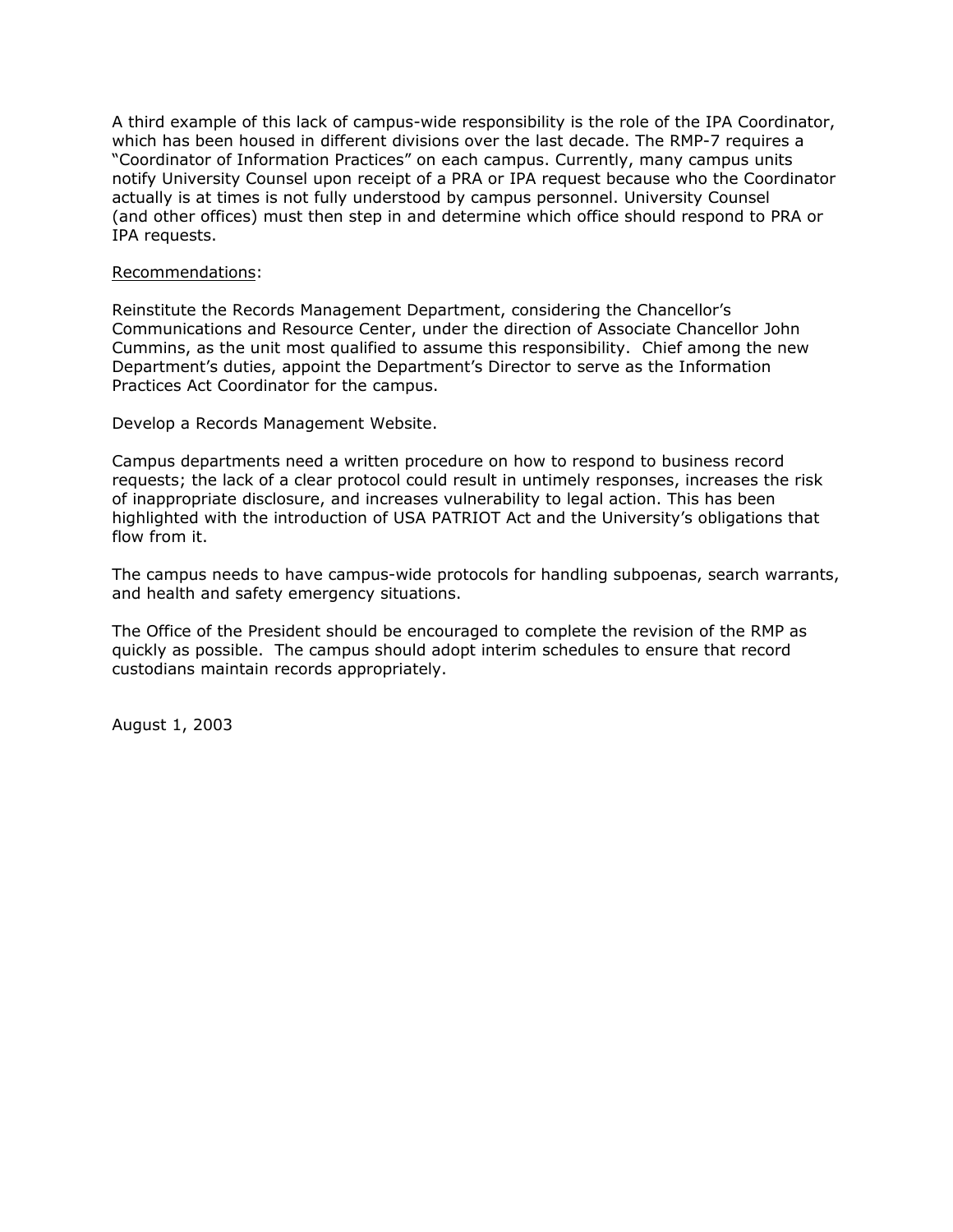A third example of this lack of campus-wide responsibility is the role of the IPA Coordinator, which has been housed in different divisions over the last decade. The RMP-7 requires a "Coordinator of Information Practices" on each campus. Currently, many campus units notify University Counsel upon receipt of a PRA or IPA request because who the Coordinator actually is at times is not fully understood by campus personnel. University Counsel (and other offices) must then step in and determine which office should respond to PRA or IPA requests.

<u>Recommendations</u>:

Reinstitute the Records Management Department, considering the Chancellor's Communications and Resource Center, under the direction of Associate Chancellor John Cummins, as the unit most qualified to assume this responsibility. Chief among the new Department's duties, appoint the Department's Director to serve as the Information Practices Act Coordinator for the campus.

Develop a Records Management Website.

Campus departments need a written procedure on how to respond to business record requests; the lack of a clear protocol could result in untimely responses, increases the risk of inappropriate disclosure, and increases vulnerability to legal action. This has been highlighted with the introduction of USA PATRIOT Act and the University's obligations that flow from it.

The campus needs to have campus-wide protocols for handling subpoenas, search warrants, and health and safety emergency situations.

The Office of the President should be encouraged to complete the revision of the RMP as quickly as possible. The campus should adopt interim schedules to ensure that record custodians maintain records appropriately.

August 1, 2003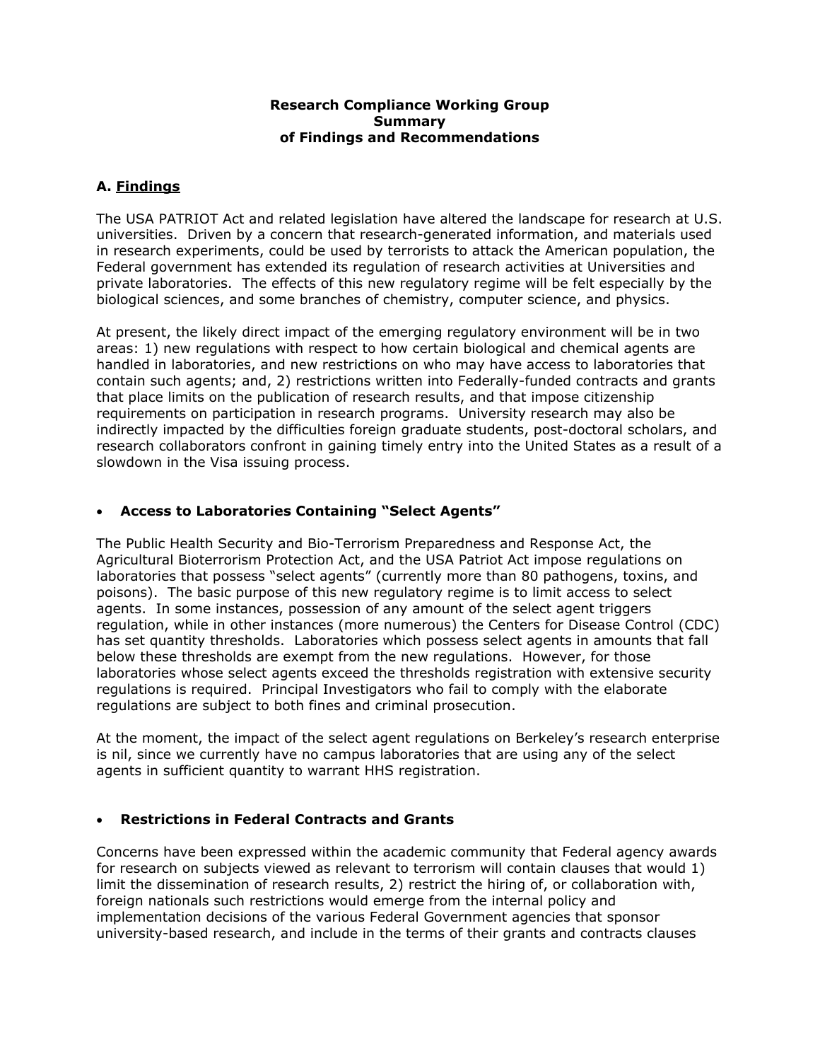**Research Compliance Working Group**
**Summary**
**of Findings and Recommendations**

## A. Findings

The USA PATRIOT Act and related legislation have altered the landscape for research at U.S. universities. Driven by a concern that research-generated information, and materials used in research experiments, could be used by terrorists to attack the American population, the Federal government has extended its regulation of research activities at Universities and private laboratories. The effects of this new regulatory regime will be felt especially by the biological sciences, and some branches of chemistry, computer science, and physics.

At present, the likely direct impact of the emerging regulatory environment will be in two areas: 1) new regulations with respect to how certain biological and chemical agents are handled in laboratories, and new restrictions on who may have access to laboratories that contain such agents; and, 2) restrictions written into Federally-funded contracts and grants that place limits on the publication of research results, and that impose citizenship requirements on participation in research programs. University research may also be indirectly impacted by the difficulties foreign graduate students, post-doctoral scholars, and research collaborators confront in gaining timely entry into the United States as a result of a slowdown in the Visa issuing process.

- **Access to Laboratories Containing "Select Agents"**

The Public Health Security and Bio-Terrorism Preparedness and Response Act, the Agricultural Bioterrorism Protection Act, and the USA Patriot Act impose regulations on laboratories that possess "select agents" (currently more than 80 pathogens, toxins, and poisons). The basic purpose of this new regulatory regime is to limit access to select agents. In some instances, possession of any amount of the select agent triggers regulation, while in other instances (more numerous) the Centers for Disease Control (CDC) has set quantity thresholds. Laboratories which possess select agents in amounts that fall below these thresholds are exempt from the new regulations. However, for those laboratories whose select agents exceed the thresholds registration with extensive security regulations is required. Principal Investigators who fail to comply with the elaborate regulations are subject to both fines and criminal prosecution.

At the moment, the impact of the select agent regulations on Berkeley's research enterprise is nil, since we currently have no campus laboratories that are using any of the select agents in sufficient quantity to warrant HHS registration.

- **Restrictions in Federal Contracts and Grants**

Concerns have been expressed within the academic community that Federal agency awards for research on subjects viewed as relevant to terrorism will contain clauses that would 1) limit the dissemination of research results, 2) restrict the hiring of, or collaboration with, foreign nationals such restrictions would emerge from the internal policy and implementation decisions of the various Federal Government agencies that sponsor university-based research, and include in the terms of their grants and contracts clauses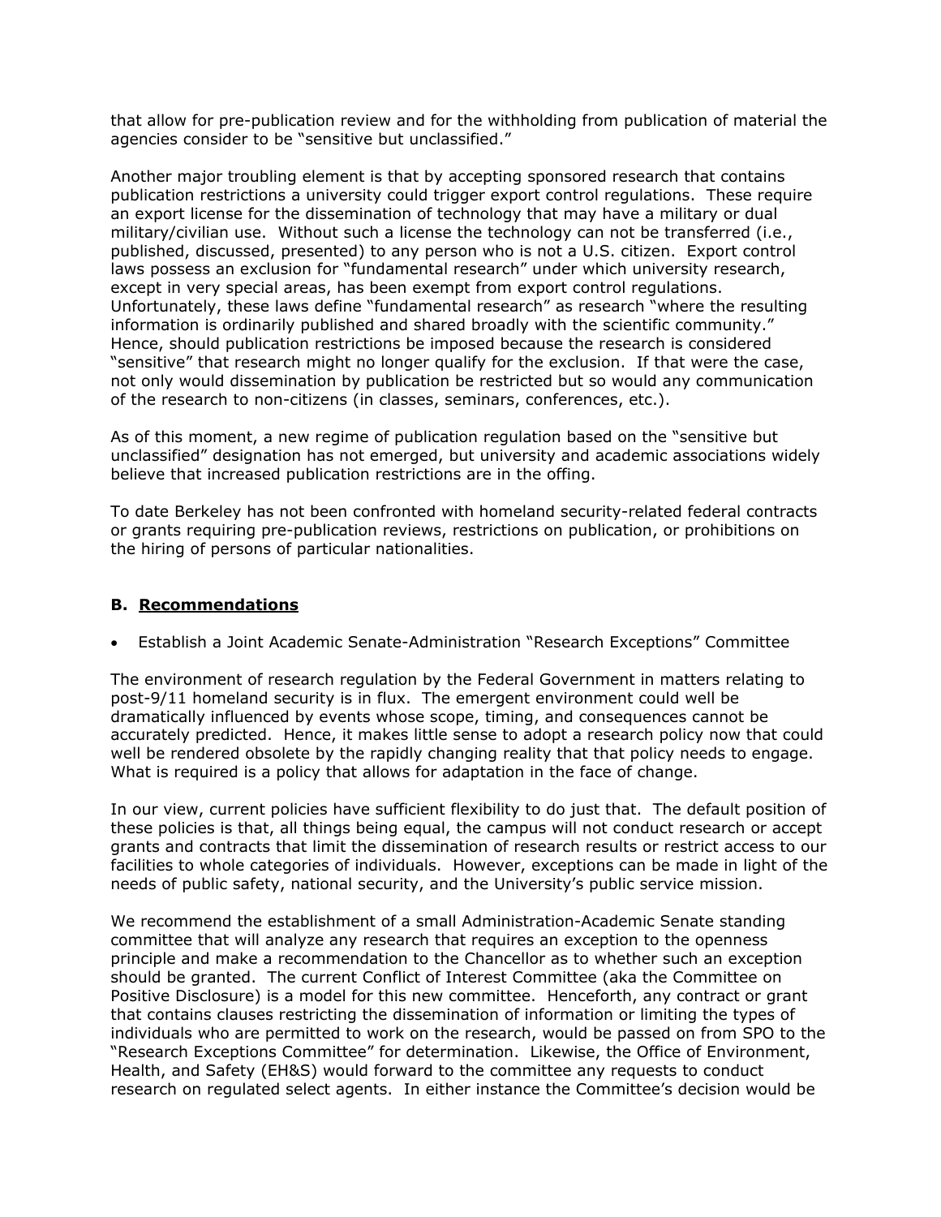that allow for pre-publication review and for the withholding from publication of material the agencies consider to be "sensitive but unclassified."

Another major troubling element is that by accepting sponsored research that contains publication restrictions a university could trigger export control regulations. These require an export license for the dissemination of technology that may have a military or dual military/civilian use. Without such a license the technology can not be transferred (i.e., published, discussed, presented) to any person who is not a U.S. citizen. Export control laws possess an exclusion for "fundamental research" under which university research, except in very special areas, has been exempt from export control regulations. Unfortunately, these laws define "fundamental research" as research "where the resulting information is ordinarily published and shared broadly with the scientific community." Hence, should publication restrictions be imposed because the research is considered "sensitive" that research might no longer qualify for the exclusion. If that were the case, not only would dissemination by publication be restricted but so would any communication of the research to non-citizens (in classes, seminars, conferences, etc.).

As of this moment, a new regime of publication regulation based on the "sensitive but unclassified" designation has not emerged, but university and academic associations widely believe that increased publication restrictions are in the offing.

To date Berkeley has not been confronted with homeland security-related federal contracts or grants requiring pre-publication reviews, restrictions on publication, or prohibitions on the hiring of persons of particular nationalities.

### B. Recommendations

- Establish a Joint Academic Senate-Administration "Research Exceptions" Committee

The environment of research regulation by the Federal Government in matters relating to post-9/11 homeland security is in flux. The emergent environment could well be dramatically influenced by events whose scope, timing, and consequences cannot be accurately predicted. Hence, it makes little sense to adopt a research policy now that could well be rendered obsolete by the rapidly changing reality that that policy needs to engage. What is required is a policy that allows for adaptation in the face of change.

In our view, current policies have sufficient flexibility to do just that. The default position of these policies is that, all things being equal, the campus will not conduct research or accept grants and contracts that limit the dissemination of research results or restrict access to our facilities to whole categories of individuals. However, exceptions can be made in light of the needs of public safety, national security, and the University's public service mission.

We recommend the establishment of a small Administration-Academic Senate standing committee that will analyze any research that requires an exception to the openness principle and make a recommendation to the Chancellor as to whether such an exception should be granted. The current Conflict of Interest Committee (aka the Committee on Positive Disclosure) is a model for this new committee. Henceforth, any contract or grant that contains clauses restricting the dissemination of information or limiting the types of individuals who are permitted to work on the research, would be passed on from SPO to the "Research Exceptions Committee" for determination. Likewise, the Office of Environment, Health, and Safety (EH&S) would forward to the committee any requests to conduct research on regulated select agents. In either instance the Committee's decision would be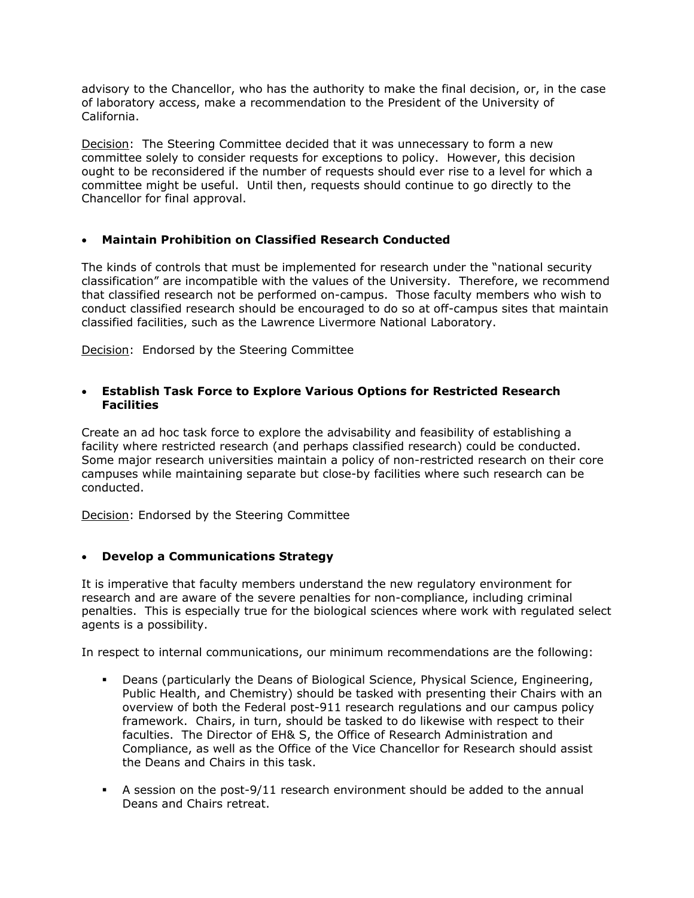advisory to the Chancellor, who has the authority to make the final decision, or, in the case of laboratory access, make a recommendation to the President of the University of California.

Decision: The Steering Committee decided that it was unnecessary to form a new committee solely to consider requests for exceptions to policy. However, this decision ought to be reconsidered if the number of requests should ever rise to a level for which a committee might be useful. Until then, requests should continue to go directly to the Chancellor for final approval.

- **Maintain Prohibition on Classified Research Conducted**

The kinds of controls that must be implemented for research under the "national security classification" are incompatible with the values of the University. Therefore, we recommend that classified research not be performed on-campus. Those faculty members who wish to conduct classified research should be encouraged to do so at off-campus sites that maintain classified facilities, such as the Lawrence Livermore National Laboratory.

Decision: Endorsed by the Steering Committee

- **Establish Task Force to Explore Various Options for Restricted Research Facilities**

Create an ad hoc task force to explore the advisability and feasibility of establishing a facility where restricted research (and perhaps classified research) could be conducted. Some major research universities maintain a policy of non-restricted research on their core campuses while maintaining separate but close-by facilities where such research can be conducted.

Decision: Endorsed by the Steering Committee

- **Develop a Communications Strategy**

It is imperative that faculty members understand the new regulatory environment for research and are aware of the severe penalties for non-compliance, including criminal penalties. This is especially true for the biological sciences where work with regulated select agents is a possibility.

In respect to internal communications, our minimum recommendations are the following:

- Deans (particularly the Deans of Biological Science, Physical Science, Engineering, Public Health, and Chemistry) should be tasked with presenting their Chairs with an overview of both the Federal post-911 research regulations and our campus policy framework. Chairs, in turn, should be tasked to do likewise with respect to their faculties. The Director of EH& S, the Office of Research Administration and Compliance, as well as the Office of the Vice Chancellor for Research should assist the Deans and Chairs in this task.
- A session on the post-9/11 research environment should be added to the annual Deans and Chairs retreat.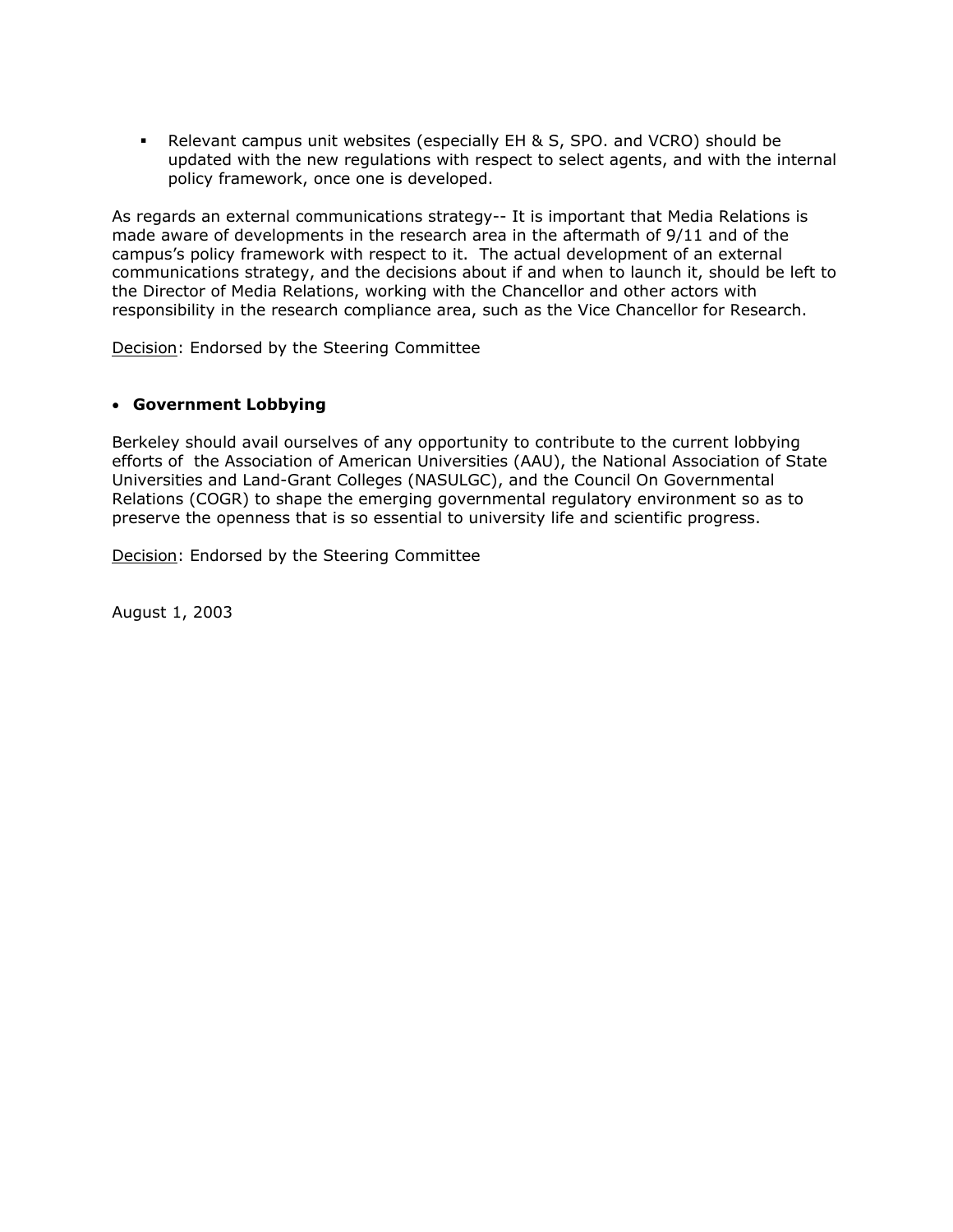- Relevant campus unit websites (especially EH & S, SPO. and VCRO) should be updated with the new regulations with respect to select agents, and with the internal policy framework, once one is developed.

As regards an external communications strategy-- It is important that Media Relations is made aware of developments in the research area in the aftermath of 9/11 and of the campus's policy framework with respect to it. The actual development of an external communications strategy, and the decisions about if and when to launch it, should be left to the Director of Media Relations, working with the Chancellor and other actors with responsibility in the research compliance area, such as the Vice Chancellor for Research.

Decision: Endorsed by the Steering Committee

- **Government Lobbying**

Berkeley should avail ourselves of any opportunity to contribute to the current lobbying efforts of the Association of American Universities (AAU), the National Association of State Universities and Land-Grant Colleges (NASULGC), and the Council On Governmental Relations (COGR) to shape the emerging governmental regulatory environment so as to preserve the openness that is so essential to university life and scientific progress.

Decision: Endorsed by the Steering Committee

August 1, 2003